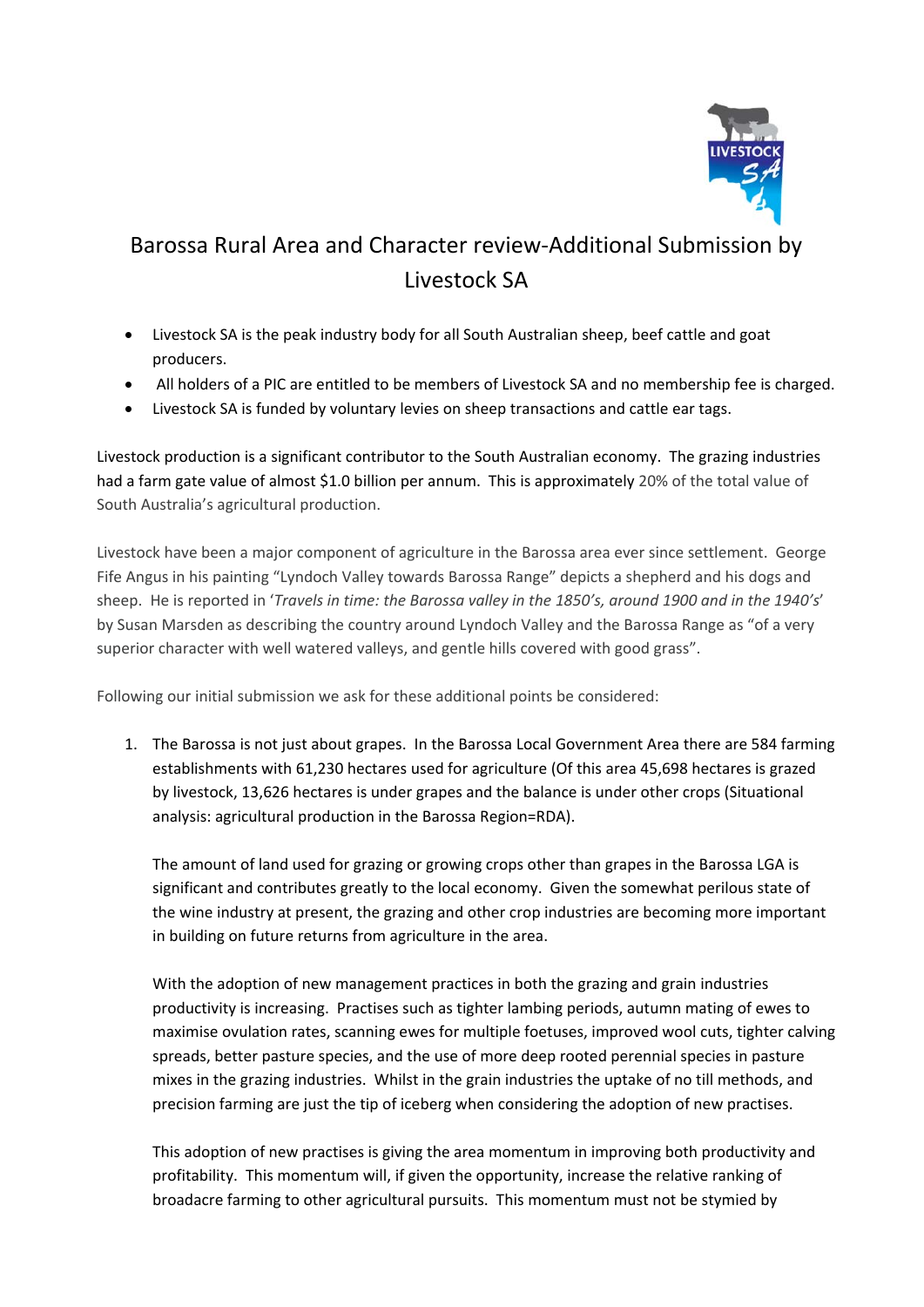# Barossa Rural Area and Character review-Additional Submission by Livestock SA

- Livestock SA is the peak industry body for all South Australian sheep, beef cattle and goat producers.
- All holders of a PIC are entitled to be members of Livestock SA and no membership fee is charged.
- Livestock SA is funded by voluntary levies on sheep transactions and cattle ear tags.

Livestock production is a significant contributor to the South Australian economy. The grazing industries had a farm gate value of almost $1.0 billion per annum. This is approximately 20% of the total value of South Australia's agricultural production.

Livestock have been a major component of agriculture in the Barossa area ever since settlement. George Fife Angus in his painting "Lyndoch Valley towards Barossa Range" depicts a shepherd and his dogs and sheep. He is reported in '*Travels in time: the Barossa valley in the 1850's, around 1900 and in the 1940's*' by Susan Marsden as describing the country around Lyndoch Valley and the Barossa Range as "of a very superior character with well watered valleys, and gentle hills covered with good grass".

Following our initial submission we ask for these additional points be considered:

1. The Barossa is not just about grapes. In the Barossa Local Government Area there are 584 farming establishments with 61,230 hectares used for agriculture (Of this area 45,698 hectares is grazed by livestock, 13,626 hectares is under grapes and the balance is under other crops (Situational analysis: agricultural production in the Barossa Region=RDA).

   The amount of land used for grazing or growing crops other than grapes in the Barossa LGA is significant and contributes greatly to the local economy. Given the somewhat perilous state of the wine industry at present, the grazing and other crop industries are becoming more important in building on future returns from agriculture in the area.

   With the adoption of new management practices in both the grazing and grain industries productivity is increasing. Practises such as tighter lambing periods, autumn mating of ewes to maximise ovulation rates, scanning ewes for multiple foetuses, improved wool cuts, tighter calving spreads, better pasture species, and the use of more deep rooted perennial species in pasture mixes in the grazing industries. Whilst in the grain industries the uptake of no till methods, and precision farming are just the tip of iceberg when considering the adoption of new practises.

   This adoption of new practises is giving the area momentum in improving both productivity and profitability. This momentum will, if given the opportunity, increase the relative ranking of broadacre farming to other agricultural pursuits. This momentum must not be stymied by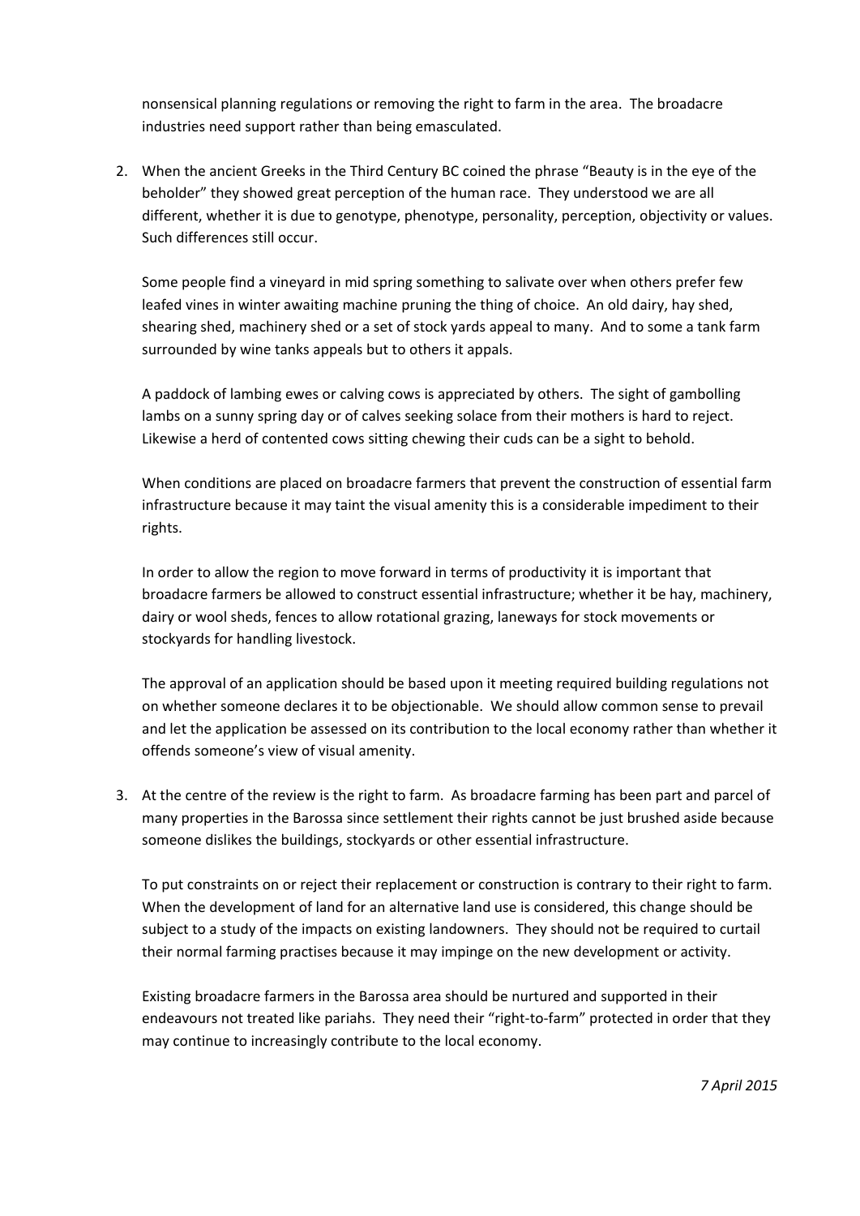nonsensical planning regulations or removing the right to farm in the area. The broadacre industries need support rather than being emasculated.

2. When the ancient Greeks in the Third Century BC coined the phrase "Beauty is in the eye of the beholder" they showed great perception of the human race. They understood we are all different, whether it is due to genotype, phenotype, personality, perception, objectivity or values. Such differences still occur.

   Some people find a vineyard in mid spring something to salivate over when others prefer few leafed vines in winter awaiting machine pruning the thing of choice. An old dairy, hay shed, shearing shed, machinery shed or a set of stock yards appeal to many. And to some a tank farm surrounded by wine tanks appeals but to others it appals.

   A paddock of lambing ewes or calving cows is appreciated by others. The sight of gambolling lambs on a sunny spring day or of calves seeking solace from their mothers is hard to reject. Likewise a herd of contented cows sitting chewing their cuds can be a sight to behold.

   When conditions are placed on broadacre farmers that prevent the construction of essential farm infrastructure because it may taint the visual amenity this is a considerable impediment to their rights.

   In order to allow the region to move forward in terms of productivity it is important that broadacre farmers be allowed to construct essential infrastructure; whether it be hay, machinery, dairy or wool sheds, fences to allow rotational grazing, laneways for stock movements or stockyards for handling livestock.

   The approval of an application should be based upon it meeting required building regulations not on whether someone declares it to be objectionable. We should allow common sense to prevail and let the application be assessed on its contribution to the local economy rather than whether it offends someone's view of visual amenity.

3. At the centre of the review is the right to farm. As broadacre farming has been part and parcel of many properties in the Barossa since settlement their rights cannot be just brushed aside because someone dislikes the buildings, stockyards or other essential infrastructure.

   To put constraints on or reject their replacement or construction is contrary to their right to farm. When the development of land for an alternative land use is considered, this change should be subject to a study of the impacts on existing landowners. They should not be required to curtail their normal farming practises because it may impinge on the new development or activity.

   Existing broadacre farmers in the Barossa area should be nurtured and supported in their endeavours not treated like pariahs. They need their "right-to-farm" protected in order that they may continue to increasingly contribute to the local economy.

*7 April 2015*